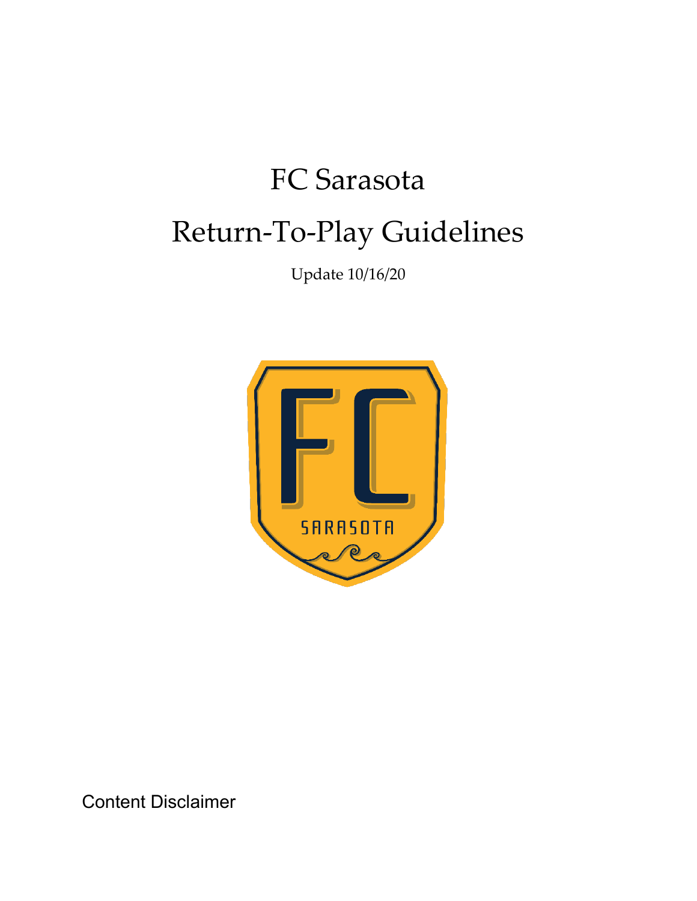# FC Sarasota

# Return-To-Play Guidelines

Update 10/16/20

Content Disclaimer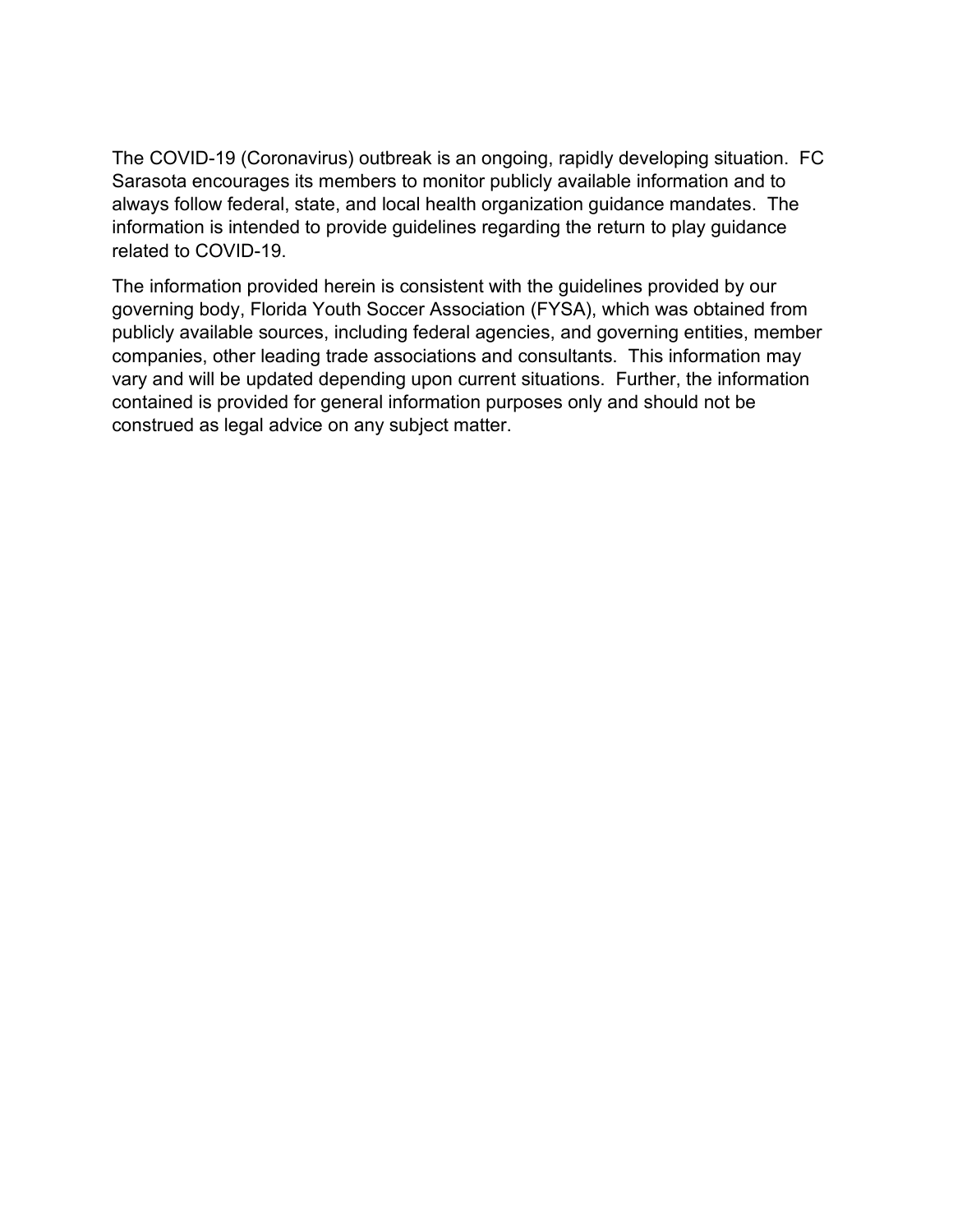The COVID-19 (Coronavirus) outbreak is an ongoing, rapidly developing situation. FC Sarasota encourages its members to monitor publicly available information and to always follow federal, state, and local health organization guidance mandates. The information is intended to provide guidelines regarding the return to play guidance related to COVID-19.

The information provided herein is consistent with the guidelines provided by our governing body, Florida Youth Soccer Association (FYSA), which was obtained from publicly available sources, including federal agencies, and governing entities, member companies, other leading trade associations and consultants. This information may vary and will be updated depending upon current situations. Further, the information contained is provided for general information purposes only and should not be construed as legal advice on any subject matter.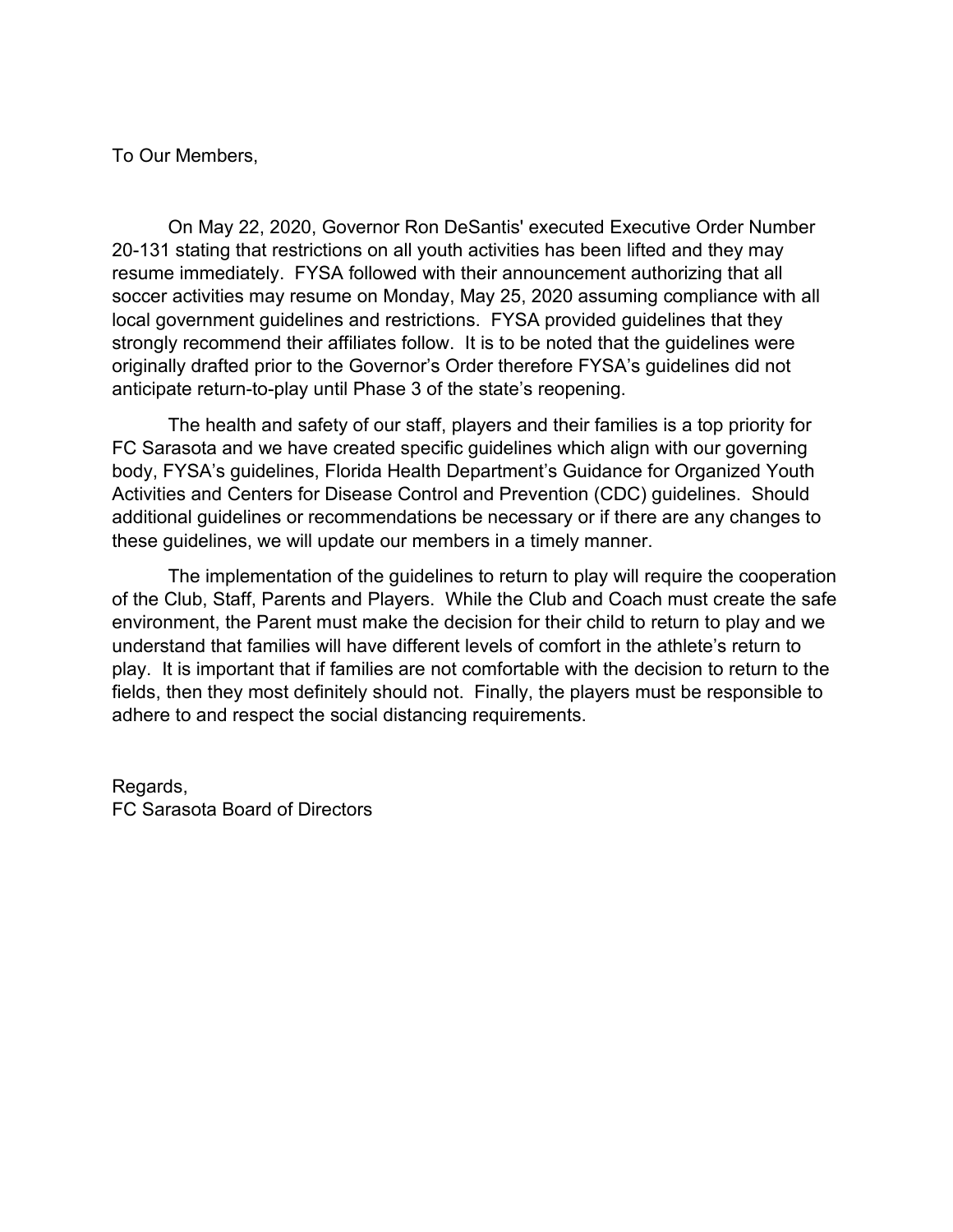To Our Members,

On May 22, 2020, Governor Ron DeSantis' executed Executive Order Number 20-131 stating that restrictions on all youth activities has been lifted and they may resume immediately. FYSA followed with their announcement authorizing that all soccer activities may resume on Monday, May 25, 2020 assuming compliance with all local government guidelines and restrictions. FYSA provided guidelines that they strongly recommend their affiliates follow. It is to be noted that the guidelines were originally drafted prior to the Governor's Order therefore FYSA's guidelines did not anticipate return-to-play until Phase 3 of the state's reopening.

The health and safety of our staff, players and their families is a top priority for FC Sarasota and we have created specific guidelines which align with our governing body, FYSA's guidelines, Florida Health Department's Guidance for Organized Youth Activities and Centers for Disease Control and Prevention (CDC) guidelines. Should additional guidelines or recommendations be necessary or if there are any changes to these guidelines, we will update our members in a timely manner.

The implementation of the guidelines to return to play will require the cooperation of the Club, Staff, Parents and Players. While the Club and Coach must create the safe environment, the Parent must make the decision for their child to return to play and we understand that families will have different levels of comfort in the athlete's return to play. It is important that if families are not comfortable with the decision to return to the fields, then they most definitely should not. Finally, the players must be responsible to adhere to and respect the social distancing requirements.

Regards,
FC Sarasota Board of Directors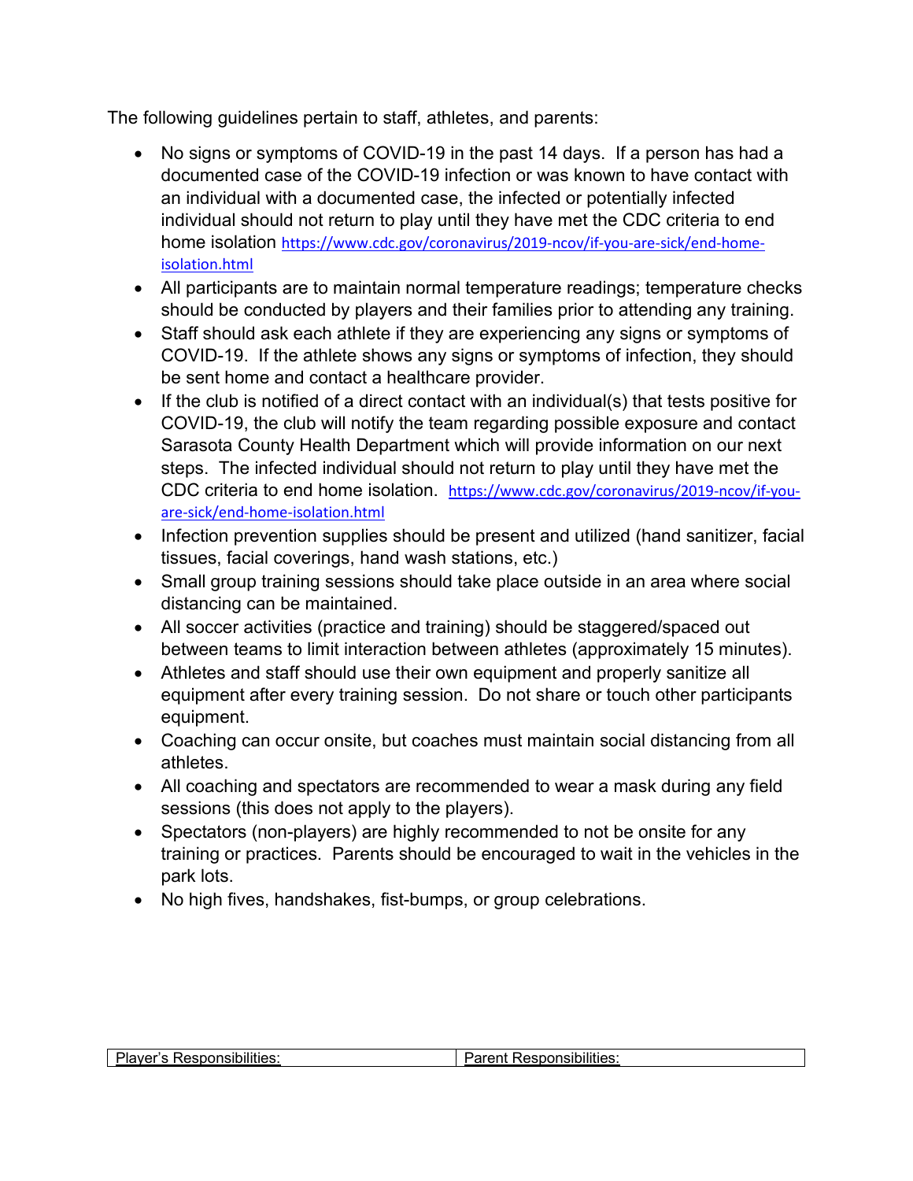The following guidelines pertain to staff, athletes, and parents:

- No signs or symptoms of COVID-19 in the past 14 days. If a person has had a documented case of the COVID-19 infection or was known to have contact with an individual with a documented case, the infected or potentially infected individual should not return to play until they have met the CDC criteria to end home isolation https://www.cdc.gov/coronavirus/2019-ncov/if-you-are-sick/end-home-isolation.html
- All participants are to maintain normal temperature readings; temperature checks should be conducted by players and their families prior to attending any training.
- Staff should ask each athlete if they are experiencing any signs or symptoms of COVID-19. If the athlete shows any signs or symptoms of infection, they should be sent home and contact a healthcare provider.
- If the club is notified of a direct contact with an individual(s) that tests positive for COVID-19, the club will notify the team regarding possible exposure and contact Sarasota County Health Department which will provide information on our next steps. The infected individual should not return to play until they have met the CDC criteria to end home isolation. https://www.cdc.gov/coronavirus/2019-ncov/if-you-are-sick/end-home-isolation.html
- Infection prevention supplies should be present and utilized (hand sanitizer, facial tissues, facial coverings, hand wash stations, etc.)
- Small group training sessions should take place outside in an area where social distancing can be maintained.
- All soccer activities (practice and training) should be staggered/spaced out between teams to limit interaction between athletes (approximately 15 minutes).
- Athletes and staff should use their own equipment and properly sanitize all equipment after every training session. Do not share or touch other participants equipment.
- Coaching can occur onsite, but coaches must maintain social distancing from all athletes.
- All coaching and spectators are recommended to wear a mask during any field sessions (this does not apply to the players).
- Spectators (non-players) are highly recommended to not be onsite for any training or practices. Parents should be encouraged to wait in the vehicles in the park lots.
- No high fives, handshakes, fist-bumps, or group celebrations.

| Player's Responsibilities: | Parent Responsibilities: |
| --- | --- |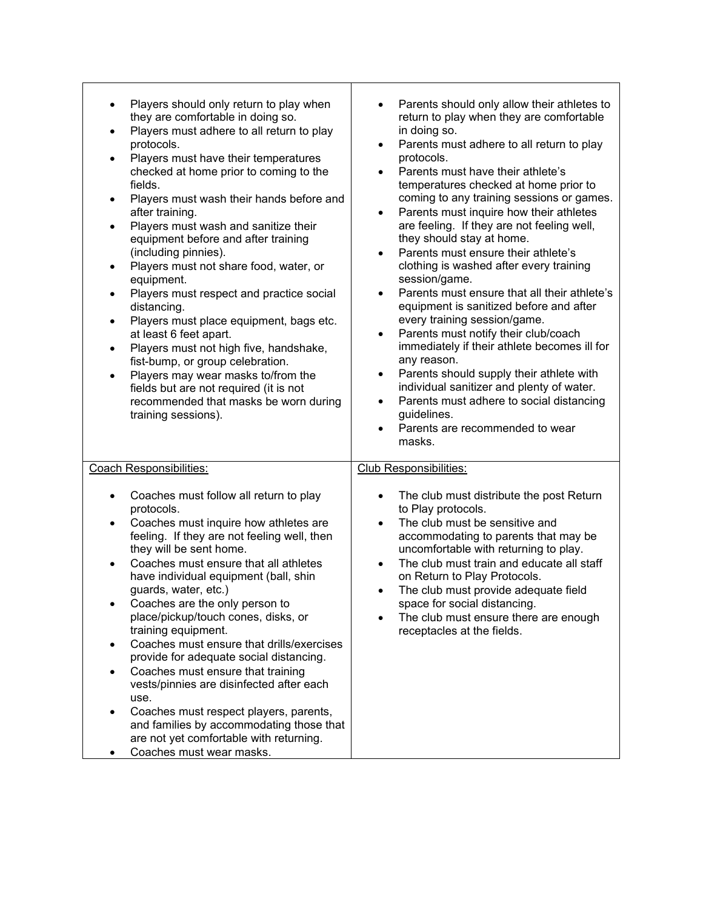| | |
|---|---|
| • Players should only return to play when they are comfortable in doing so.<br>• Players must adhere to all return to play protocols.<br>• Players must have their temperatures checked at home prior to coming to the fields.<br>• Players must wash their hands before and after training.<br>• Players must wash and sanitize their equipment before and after training (including pinnies).<br>• Players must not share food, water, or equipment.<br>• Players must respect and practice social distancing.<br>• Players must place equipment, bags etc. at least 6 feet apart.<br>• Players must not high five, handshake, fist-bump, or group celebration.<br>• Players may wear masks to/from the fields but are not required (it is not recommended that masks be worn during training sessions). | • Parents should only allow their athletes to return to play when they are comfortable in doing so.<br>• Parents must adhere to all return to play protocols.<br>• Parents must have their athlete's temperatures checked at home prior to coming to any training sessions or games.<br>• Parents must inquire how their athletes are feeling. If they are not feeling well, they should stay at home.<br>• Parents must ensure their athlete's clothing is washed after every training session/game.<br>• Parents must ensure that all their athlete's equipment is sanitized before and after every training session/game.<br>• Parents must notify their club/coach immediately if their athlete becomes ill for any reason.<br>• Parents should supply their athlete with individual sanitizer and plenty of water.<br>• Parents must adhere to social distancing guidelines.<br>• Parents are recommended to wear masks. |
| <u>Coach Responsibilities:</u><br><br>• Coaches must follow all return to play protocols.<br>• Coaches must inquire how athletes are feeling. If they are not feeling well, then they will be sent home.<br>• Coaches must ensure that all athletes have individual equipment (ball, shin guards, water, etc.)<br>• Coaches are the only person to place/pickup/touch cones, disks, or training equipment.<br>• Coaches must ensure that drills/exercises provide for adequate social distancing.<br>• Coaches must ensure that training vests/pinnies are disinfected after each use.<br>• Coaches must respect players, parents, and families by accommodating those that are not yet comfortable with returning.<br>• Coaches must wear masks. | <u>Club Responsibilities:</u><br><br>• The club must distribute the post Return to Play protocols.<br>• The club must be sensitive and accommodating to parents that may be uncomfortable with returning to play.<br>• The club must train and educate all staff on Return to Play Protocols.<br>• The club must provide adequate field space for social distancing.<br>• The club must ensure there are enough receptacles at the fields. |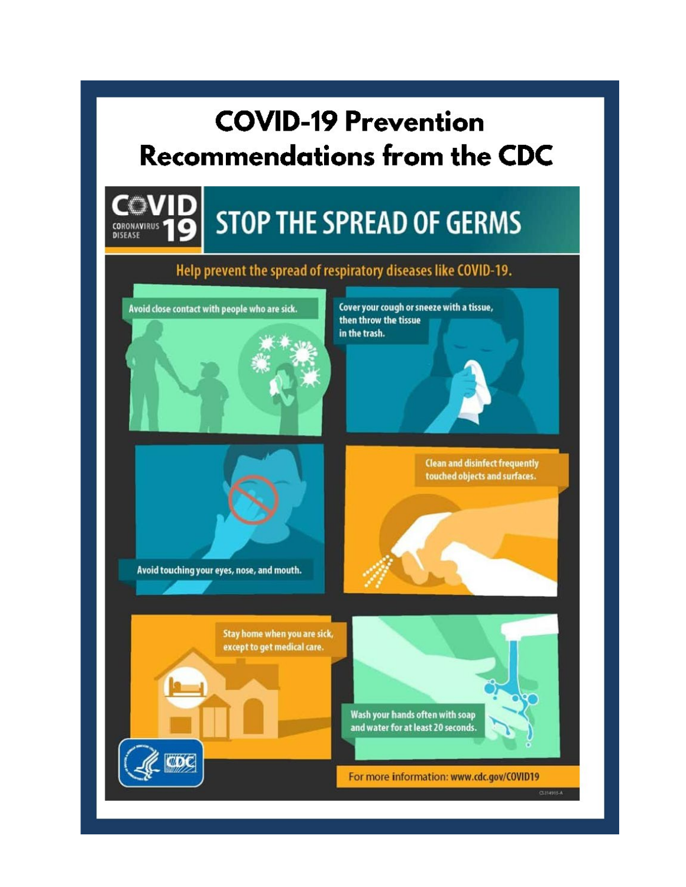# COVID-19 Prevention Recommendations from the CDC

COVID 19 CORONAVIRUS DISEASE

## STOP THE SPREAD OF GERMS

Help prevent the spread of respiratory diseases like COVID-19.

Avoid close contact with people who are sick.

Cover your cough or sneeze with a tissue, then throw the tissue in the trash.

Avoid touching your eyes, nose, and mouth.

Clean and disinfect frequently touched objects and surfaces.

Stay home when you are sick, except to get medical care.

Wash your hands often with soap and water for at least 20 seconds.

For more information: www.cdc.gov/COVID19

CS314915-A